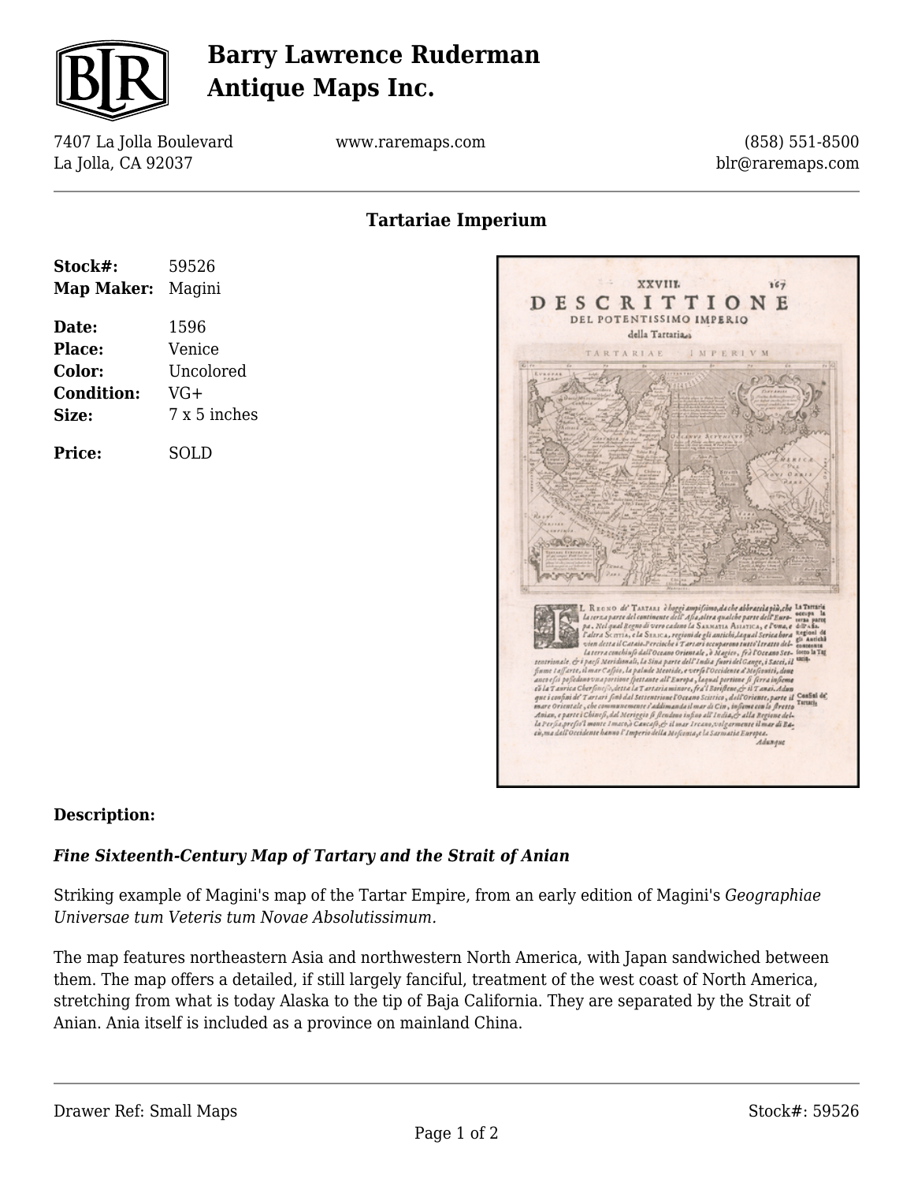# Barry Lawrence Ruderman Antique Maps Inc.

7407 La Jolla Boulevard
La Jolla, CA 92037

www.raremaps.com

(858) 551-8500
blr@raremaps.com

## Tartariae Imperium

| | |
|---|---|
| **Stock#:** | 59526 |
| **Map Maker:** | Magini |
| **Date:** | 1596 |
| **Place:** | Venice |
| **Color:** | Uncolored |
| **Condition:** | VG+ |
| **Size:** | 7 x 5 inches |
| **Price:** | SOLD |

**Description:**

***Fine Sixteenth-Century Map of Tartary and the Strait of Anian***

Striking example of Magini's map of the Tartar Empire, from an early edition of Magini's *Geographiae Universae tum Veteris tum Novae Absolutissimum.*

The map features northeastern Asia and northwestern North America, with Japan sandwiched between them. The map offers a detailed, if still largely fanciful, treatment of the west coast of North America, stretching from what is today Alaska to the tip of Baja California. They are separated by the Strait of Anian. Ania itself is included as a province on mainland China.

Drawer Ref: Small Maps

Stock#: 59526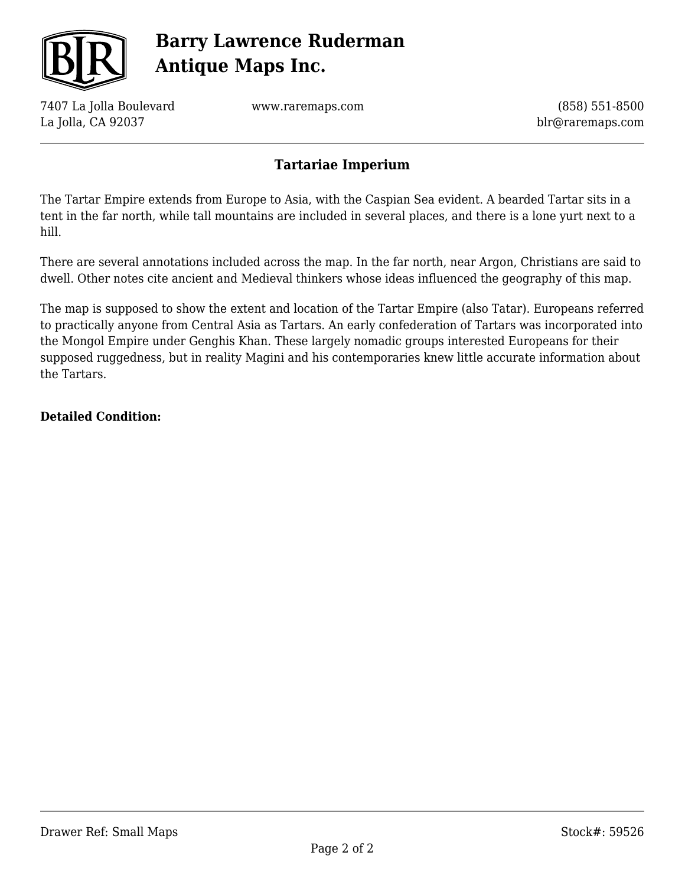## Tartariae Imperium

The Tartar Empire extends from Europe to Asia, with the Caspian Sea evident. A bearded Tartar sits in a tent in the far north, while tall mountains are included in several places, and there is a lone yurt next to a hill.

There are several annotations included across the map. In the far north, near Argon, Christians are said to dwell. Other notes cite ancient and Medieval thinkers whose ideas influenced the geography of this map.

The map is supposed to show the extent and location of the Tartar Empire (also Tatar). Europeans referred to practically anyone from Central Asia as Tartars. An early confederation of Tartars was incorporated into the Mongol Empire under Genghis Khan. These largely nomadic groups interested Europeans for their supposed ruggedness, but in reality Magini and his contemporaries knew little accurate information about the Tartars.

**Detailed Condition:**

Drawer Ref: Small Maps

Stock#: 59526